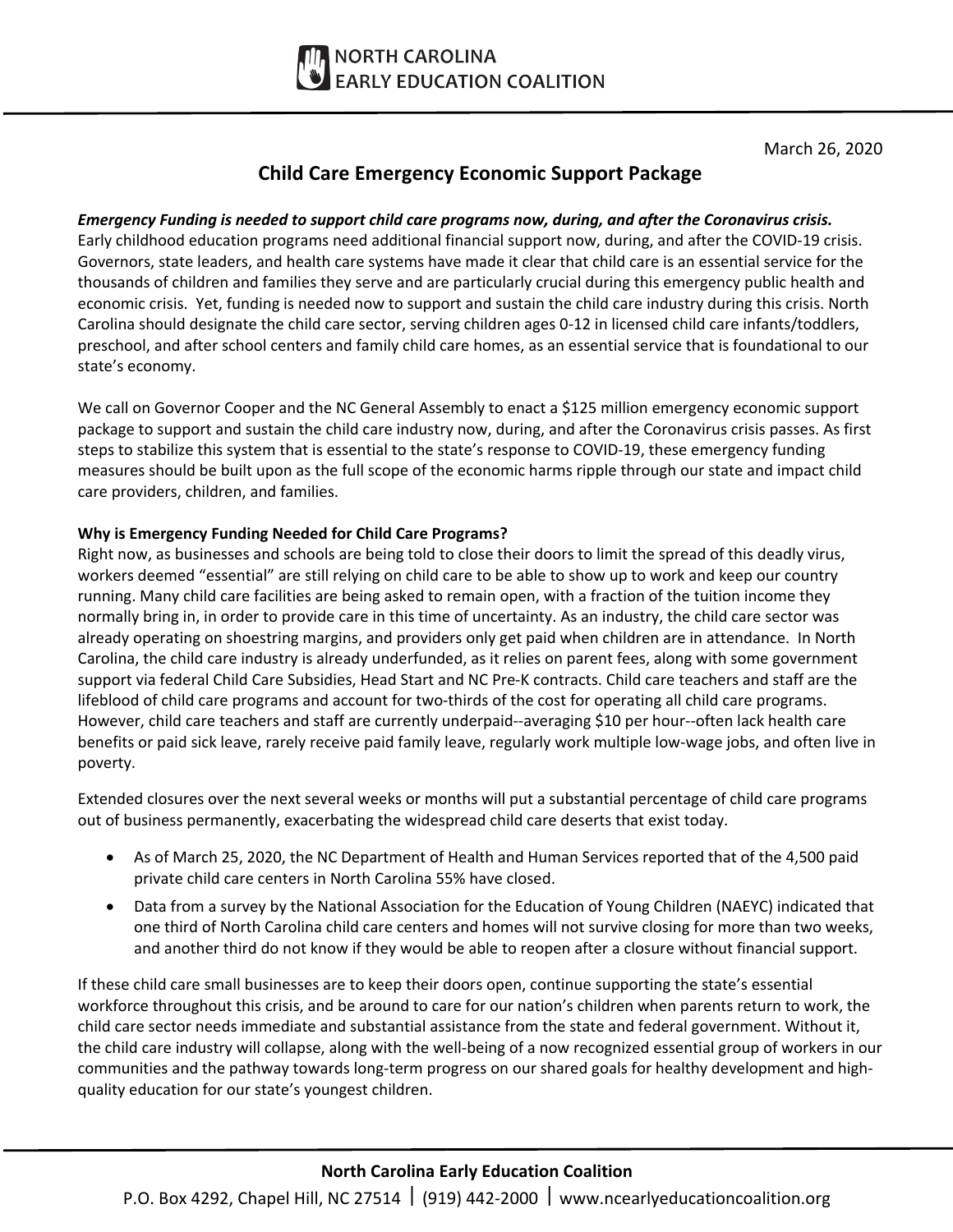NORTH CAROLINA
EARLY EDUCATION COALITION

March 26, 2020

# Child Care Emergency Economic Support Package

***Emergency Funding is needed to support child care programs now, during, and after the Coronavirus crisis.*** Early childhood education programs need additional financial support now, during, and after the COVID-19 crisis. Governors, state leaders, and health care systems have made it clear that child care is an essential service for the thousands of children and families they serve and are particularly crucial during this emergency public health and economic crisis. Yet, funding is needed now to support and sustain the child care industry during this crisis. North Carolina should designate the child care sector, serving children ages 0-12 in licensed child care infants/toddlers, preschool, and after school centers and family child care homes, as an essential service that is foundational to our state's economy.

We call on Governor Cooper and the NC General Assembly to enact a $125 million emergency economic support package to support and sustain the child care industry now, during, and after the Coronavirus crisis passes. As first steps to stabilize this system that is essential to the state's response to COVID-19, these emergency funding measures should be built upon as the full scope of the economic harms ripple through our state and impact child care providers, children, and families.

**Why is Emergency Funding Needed for Child Care Programs?**
Right now, as businesses and schools are being told to close their doors to limit the spread of this deadly virus, workers deemed "essential" are still relying on child care to be able to show up to work and keep our country running. Many child care facilities are being asked to remain open, with a fraction of the tuition income they normally bring in, in order to provide care in this time of uncertainty. As an industry, the child care sector was already operating on shoestring margins, and providers only get paid when children are in attendance. In North Carolina, the child care industry is already underfunded, as it relies on parent fees, along with some government support via federal Child Care Subsidies, Head Start and NC Pre-K contracts. Child care teachers and staff are the lifeblood of child care programs and account for two-thirds of the cost for operating all child care programs. However, child care teachers and staff are currently underpaid--averaging $10 per hour--often lack health care benefits or paid sick leave, rarely receive paid family leave, regularly work multiple low-wage jobs, and often live in poverty.

Extended closures over the next several weeks or months will put a substantial percentage of child care programs out of business permanently, exacerbating the widespread child care deserts that exist today.

- As of March 25, 2020, the NC Department of Health and Human Services reported that of the 4,500 paid private child care centers in North Carolina 55% have closed.
- Data from a survey by the National Association for the Education of Young Children (NAEYC) indicated that one third of North Carolina child care centers and homes will not survive closing for more than two weeks, and another third do not know if they would be able to reopen after a closure without financial support.

If these child care small businesses are to keep their doors open, continue supporting the state's essential workforce throughout this crisis, and be around to care for our nation's children when parents return to work, the child care sector needs immediate and substantial assistance from the state and federal government. Without it, the child care industry will collapse, along with the well-being of a now recognized essential group of workers in our communities and the pathway towards long-term progress on our shared goals for healthy development and high-quality education for our state's youngest children.

**North Carolina Early Education Coalition**
P.O. Box 4292, Chapel Hill, NC 27514 | (919) 442-2000 | www.ncearlyeducationcoalition.org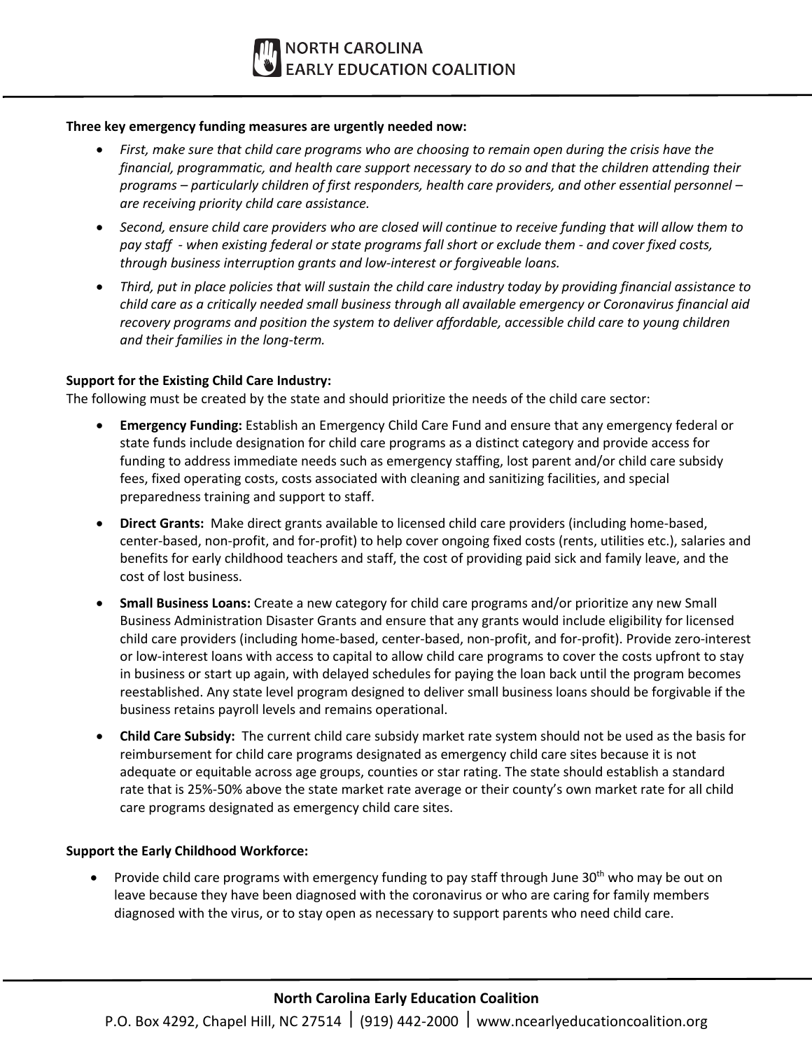**Three key emergency funding measures are urgently needed now:**

- *First, make sure that child care programs who are choosing to remain open during the crisis have the financial, programmatic, and health care support necessary to do so and that the children attending their programs – particularly children of first responders, health care providers, and other essential personnel – are receiving priority child care assistance.*
- *Second, ensure child care providers who are closed will continue to receive funding that will allow them to pay staff - when existing federal or state programs fall short or exclude them - and cover fixed costs, through business interruption grants and low-interest or forgiveable loans.*
- *Third, put in place policies that will sustain the child care industry today by providing financial assistance to child care as a critically needed small business through all available emergency or Coronavirus financial aid recovery programs and position the system to deliver affordable, accessible child care to young children and their families in the long-term.*

**Support for the Existing Child Care Industry:**

The following must be created by the state and should prioritize the needs of the child care sector:

- **Emergency Funding:** Establish an Emergency Child Care Fund and ensure that any emergency federal or state funds include designation for child care programs as a distinct category and provide access for funding to address immediate needs such as emergency staffing, lost parent and/or child care subsidy fees, fixed operating costs, costs associated with cleaning and sanitizing facilities, and special preparedness training and support to staff.
- **Direct Grants:** Make direct grants available to licensed child care providers (including home-based, center-based, non-profit, and for-profit) to help cover ongoing fixed costs (rents, utilities etc.), salaries and benefits for early childhood teachers and staff, the cost of providing paid sick and family leave, and the cost of lost business.
- **Small Business Loans:** Create a new category for child care programs and/or prioritize any new Small Business Administration Disaster Grants and ensure that any grants would include eligibility for licensed child care providers (including home-based, center-based, non-profit, and for-profit). Provide zero-interest or low-interest loans with access to capital to allow child care programs to cover the costs upfront to stay in business or start up again, with delayed schedules for paying the loan back until the program becomes reestablished. Any state level program designed to deliver small business loans should be forgivable if the business retains payroll levels and remains operational.
- **Child Care Subsidy:** The current child care subsidy market rate system should not be used as the basis for reimbursement for child care programs designated as emergency child care sites because it is not adequate or equitable across age groups, counties or star rating. The state should establish a standard rate that is 25%-50% above the state market rate average or their county's own market rate for all child care programs designated as emergency child care sites.

**Support the Early Childhood Workforce:**

- Provide child care programs with emergency funding to pay staff through June 30th who may be out on leave because they have been diagnosed with the coronavirus or who are caring for family members diagnosed with the virus, or to stay open as necessary to support parents who need child care.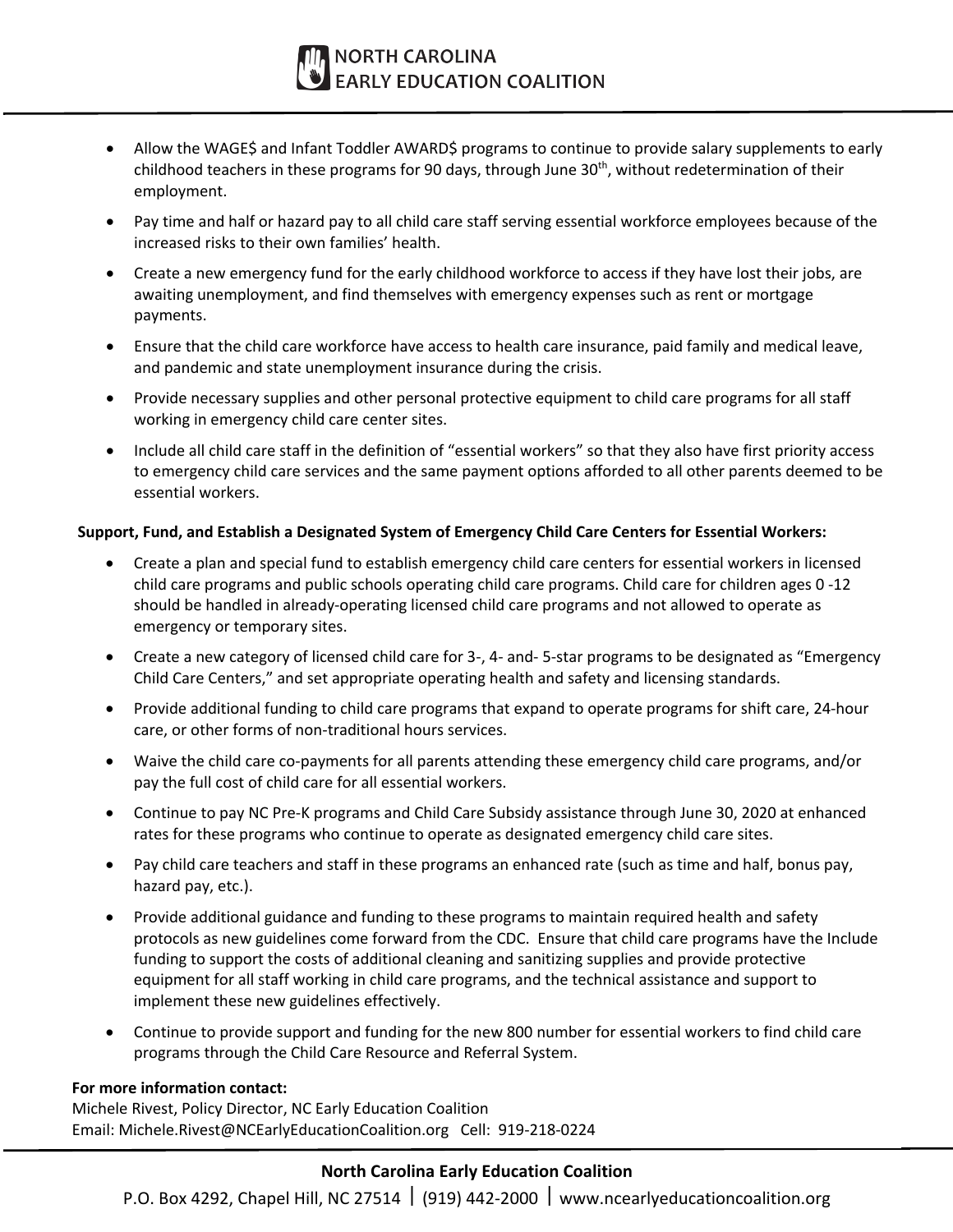- Allow the WAGE$ and Infant Toddler AWARD$ programs to continue to provide salary supplements to early childhood teachers in these programs for 90 days, through June 30th, without redetermination of their employment.
- Pay time and half or hazard pay to all child care staff serving essential workforce employees because of the increased risks to their own families' health.
- Create a new emergency fund for the early childhood workforce to access if they have lost their jobs, are awaiting unemployment, and find themselves with emergency expenses such as rent or mortgage payments.
- Ensure that the child care workforce have access to health care insurance, paid family and medical leave, and pandemic and state unemployment insurance during the crisis.
- Provide necessary supplies and other personal protective equipment to child care programs for all staff working in emergency child care center sites.
- Include all child care staff in the definition of "essential workers" so that they also have first priority access to emergency child care services and the same payment options afforded to all other parents deemed to be essential workers.

**Support, Fund, and Establish a Designated System of Emergency Child Care Centers for Essential Workers:**

- Create a plan and special fund to establish emergency child care centers for essential workers in licensed child care programs and public schools operating child care programs. Child care for children ages 0 -12 should be handled in already-operating licensed child care programs and not allowed to operate as emergency or temporary sites.
- Create a new category of licensed child care for 3-, 4- and- 5-star programs to be designated as "Emergency Child Care Centers," and set appropriate operating health and safety and licensing standards.
- Provide additional funding to child care programs that expand to operate programs for shift care, 24-hour care, or other forms of non-traditional hours services.
- Waive the child care co-payments for all parents attending these emergency child care programs, and/or pay the full cost of child care for all essential workers.
- Continue to pay NC Pre-K programs and Child Care Subsidy assistance through June 30, 2020 at enhanced rates for these programs who continue to operate as designated emergency child care sites.
- Pay child care teachers and staff in these programs an enhanced rate (such as time and half, bonus pay, hazard pay, etc.).
- Provide additional guidance and funding to these programs to maintain required health and safety protocols as new guidelines come forward from the CDC. Ensure that child care programs have the Include funding to support the costs of additional cleaning and sanitizing supplies and provide protective equipment for all staff working in child care programs, and the technical assistance and support to implement these new guidelines effectively.
- Continue to provide support and funding for the new 800 number for essential workers to find child care programs through the Child Care Resource and Referral System.

**For more information contact:**
Michele Rivest, Policy Director, NC Early Education Coalition
Email: Michele.Rivest@NCEarlyEducationCoalition.org Cell: 919-218-0224